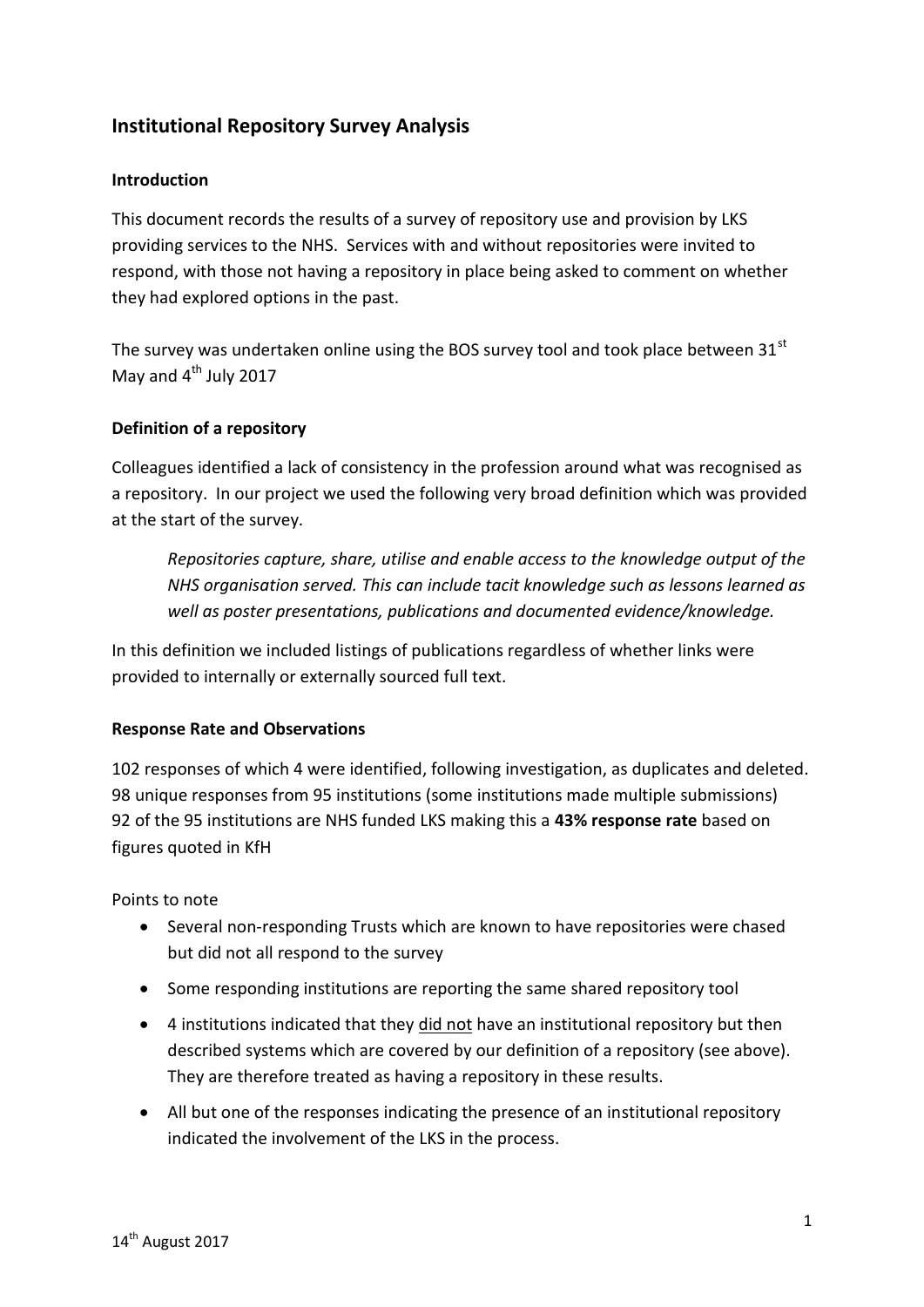# Institutional Repository Survey Analysis

## Introduction

This document records the results of a survey of repository use and provision by LKS providing services to the NHS. Services with and without repositories were invited to respond, with those not having a repository in place being asked to comment on whether they had explored options in the past.

The survey was undertaken online using the BOS survey tool and took place between 31st May and 4th July 2017

## Definition of a repository

Colleagues identified a lack of consistency in the profession around what was recognised as a repository. In our project we used the following very broad definition which was provided at the start of the survey.

> *Repositories capture, share, utilise and enable access to the knowledge output of the NHS organisation served. This can include tacit knowledge such as lessons learned as well as poster presentations, publications and documented evidence/knowledge.*

In this definition we included listings of publications regardless of whether links were provided to internally or externally sourced full text.

## Response Rate and Observations

102 responses of which 4 were identified, following investigation, as duplicates and deleted.
98 unique responses from 95 institutions (some institutions made multiple submissions)
92 of the 95 institutions are NHS funded LKS making this a **43% response rate** based on figures quoted in KfH

Points to note

- Several non-responding Trusts which are known to have repositories were chased but did not all respond to the survey
- Some responding institutions are reporting the same shared repository tool
- 4 institutions indicated that they did not have an institutional repository but then described systems which are covered by our definition of a repository (see above). They are therefore treated as having a repository in these results.
- All but one of the responses indicating the presence of an institutional repository indicated the involvement of the LKS in the process.

14th August 2017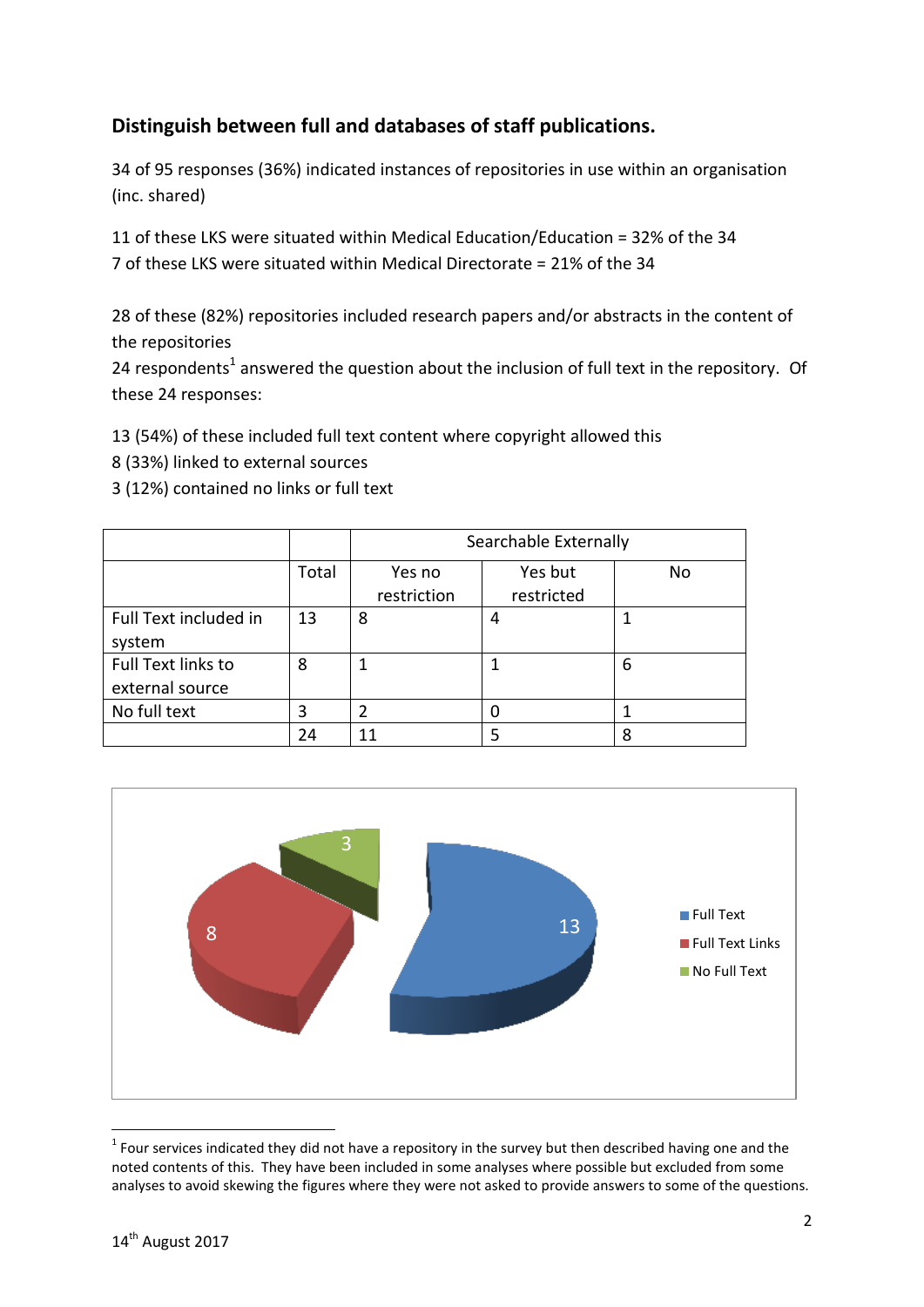## Distinguish between full and databases of staff publications.

34 of 95 responses (36%) indicated instances of repositories in use within an organisation (inc. shared)

11 of these LKS were situated within Medical Education/Education = 32% of the 34
7 of these LKS were situated within Medical Directorate = 21% of the 34

28 of these (82%) repositories included research papers and/or abstracts in the content of the repositories
24 respondents[1] answered the question about the inclusion of full text in the repository. Of these 24 responses:

13 (54%) of these included full text content where copyright allowed this
8 (33%) linked to external sources
3 (12%) contained no links or full text

| | | Searchable Externally | | |
|---|---|---|---|---|
| | Total | Yes no restriction | Yes but restricted | No |
| Full Text included in system | 13 | 8 | 4 | 1 |
| Full Text links to external source | 8 | 1 | 1 | 6 |
| No full text | 3 | 2 | 0 | 1 |
| | 24 | 11 | 5 | 8 |

[1] Four services indicated they did not have a repository in the survey but then described having one and the noted contents of this. They have been included in some analyses where possible but excluded from some analyses to avoid skewing the figures where they were not asked to provide answers to some of the questions.

14th August 2017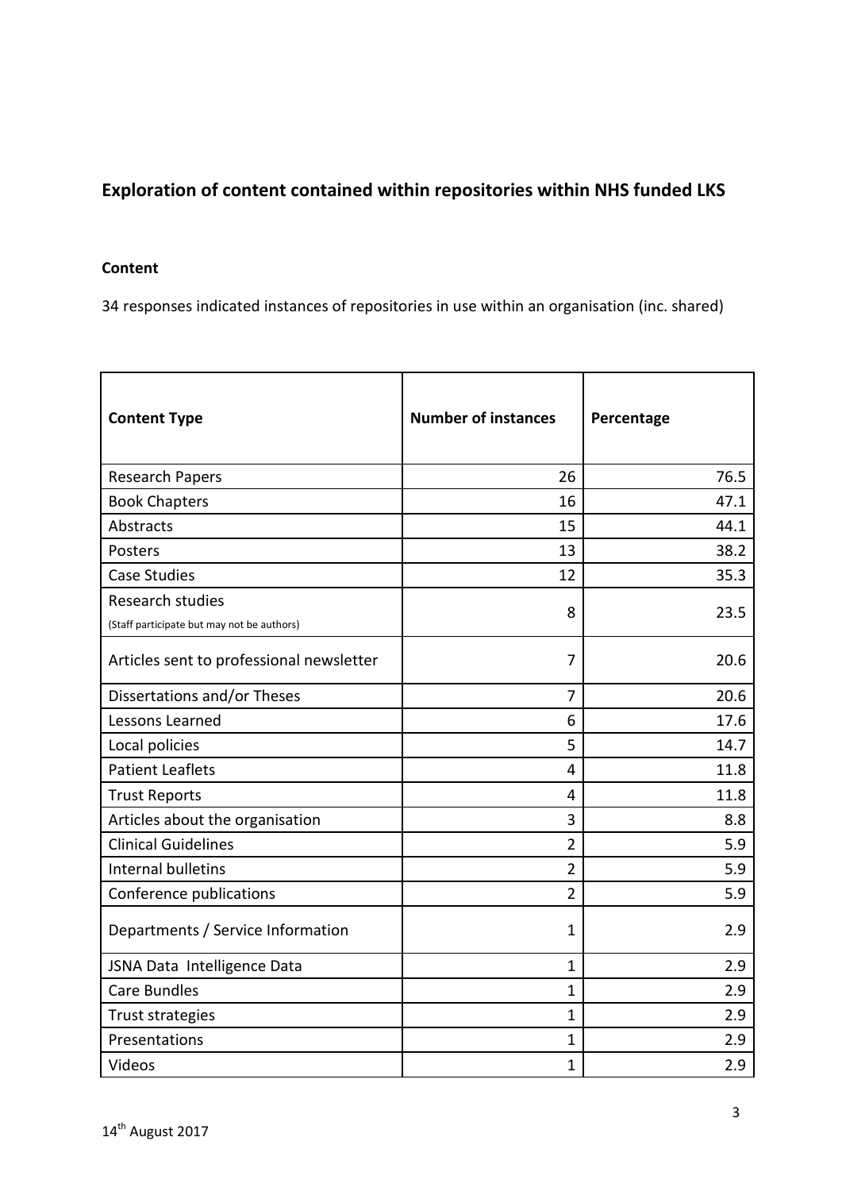## Exploration of content contained within repositories within NHS funded LKS

### Content

34 responses indicated instances of repositories in use within an organisation (inc. shared)

| Content Type | Number of instances | Percentage |
|---|---|---|
| Research Papers | 26 | 76.5 |
| Book Chapters | 16 | 47.1 |
| Abstracts | 15 | 44.1 |
| Posters | 13 | 38.2 |
| Case Studies | 12 | 35.3 |
| Research studies (Staff participate but may not be authors) | 8 | 23.5 |
| Articles sent to professional newsletter | 7 | 20.6 |
| Dissertations and/or Theses | 7 | 20.6 |
| Lessons Learned | 6 | 17.6 |
| Local policies | 5 | 14.7 |
| Patient Leaflets | 4 | 11.8 |
| Trust Reports | 4 | 11.8 |
| Articles about the organisation | 3 | 8.8 |
| Clinical Guidelines | 2 | 5.9 |
| Internal bulletins | 2 | 5.9 |
| Conference publications | 2 | 5.9 |
| Departments / Service Information | 1 | 2.9 |
| JSNA Data Intelligence Data | 1 | 2.9 |
| Care Bundles | 1 | 2.9 |
| Trust strategies | 1 | 2.9 |
| Presentations | 1 | 2.9 |
| Videos | 1 | 2.9 |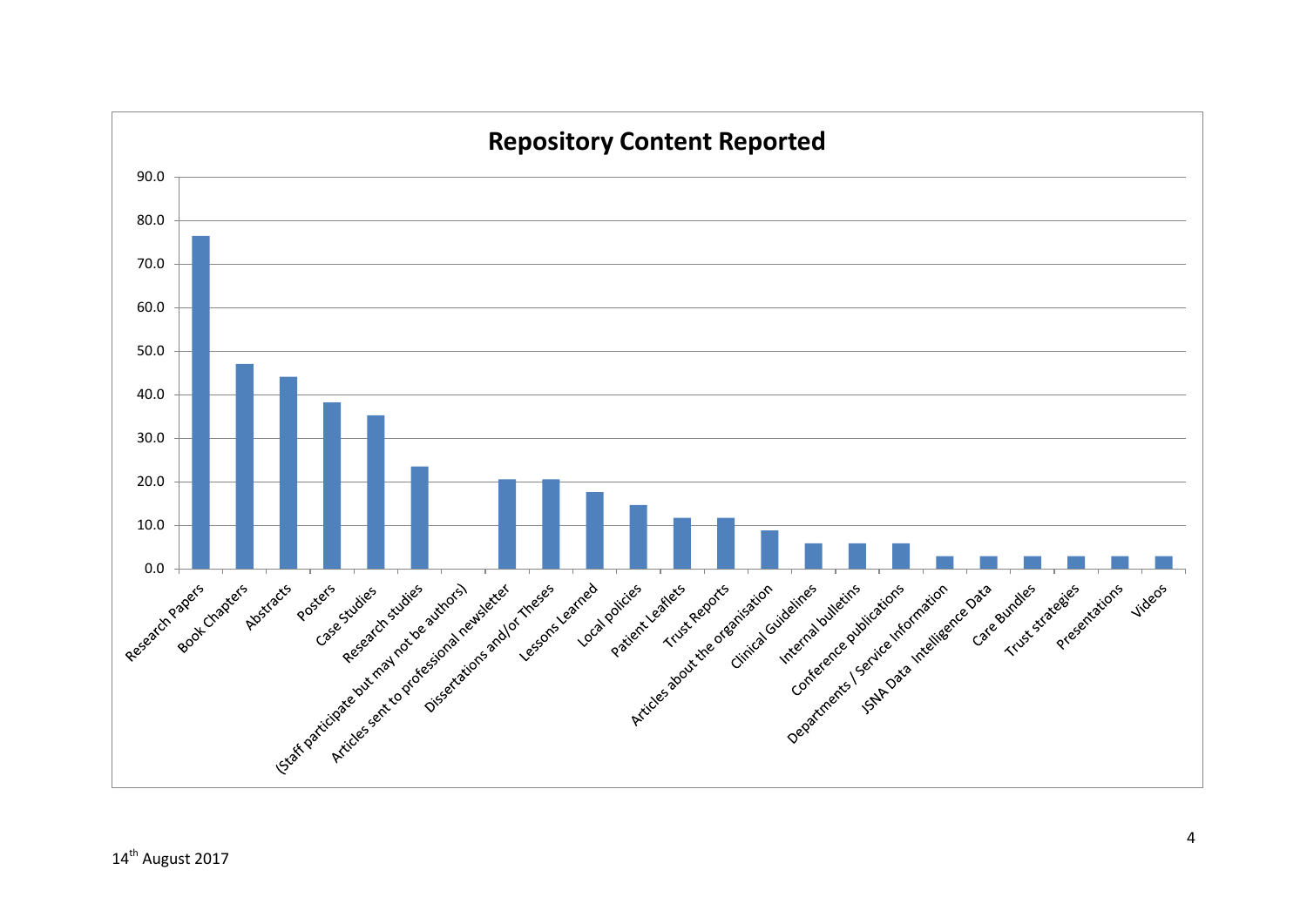## Repository Content Reported

Values below are approximate, read from the bar heights (y-axis scale 0.0–90.0).

| Content type | Value |
|---|---|
| Research Papers | 76.5 |
| Book Chapters | 47.1 |
| Abstracts | 44.1 |
| Posters | 38.2 |
| Case Studies | 35.3 |
| Research studies | 23.5 |
| (Staff participate but may not be authors) | |
| Articles sent to professional newsletter | 20.6 |
| Dissertations and/or Theses | 20.6 |
| Lessons Learned | 17.6 |
| Local policies | 14.7 |
| Patient Leaflets | 11.8 |
| Trust Reports | 11.8 |
| Articles about the organisation | 8.8 |
| Clinical Guidelines | 5.9 |
| Internal bulletins | 5.9 |
| Conference publications | 5.9 |
| Departments / Service Information | 2.9 |
| JSNA Data | 2.9 |
| Intelligence Data | 2.9 |
| Care Bundles | 2.9 |
| Trust strategies | 2.9 |
| Presentations | 2.9 |
| Videos | 2.9 |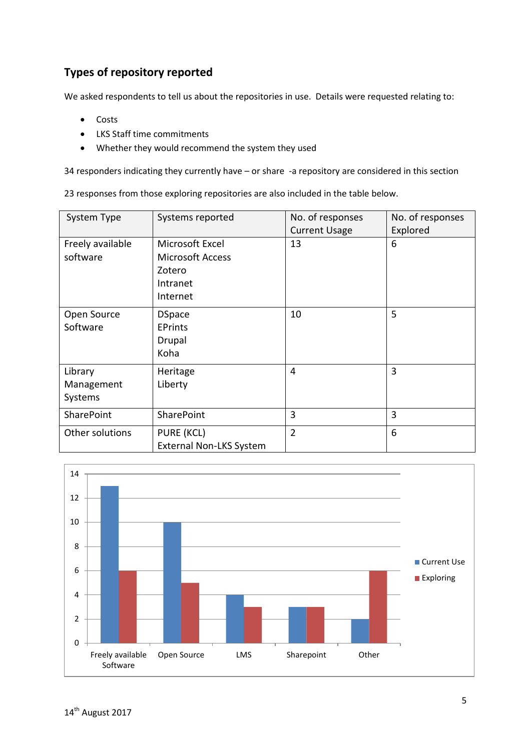## Types of repository reported

We asked respondents to tell us about the repositories in use. Details were requested relating to:

- Costs
- LKS Staff time commitments
- Whether they would recommend the system they used

34 responders indicating they currently have – or share -a repository are considered in this section

23 responses from those exploring repositories are also included in the table below.

| System Type | Systems reported | No. of responses Current Usage | No. of responses Explored |
|---|---|---|---|
| Freely available software | Microsoft Excel<br>Microsoft Access<br>Zotero<br>Intranet<br>Internet | 13 | 6 |
| Open Source Software | DSpace<br>EPrints<br>Drupal<br>Koha | 10 | 5 |
| Library Management Systems | Heritage<br>Liberty | 4 | 3 |
| SharePoint | SharePoint | 3 | 3 |
| Other solutions | PURE (KCL)<br>External Non-LKS System | 2 | 6 |

| | Current Use | Exploring |
|---|---|---|
| Freely available Software | 13 | 6 |
| Open Source | 10 | 5 |
| LMS | 4 | 3 |
| Sharepoint | 3 | 3 |
| Other | 2 | 6 |

14th August 2017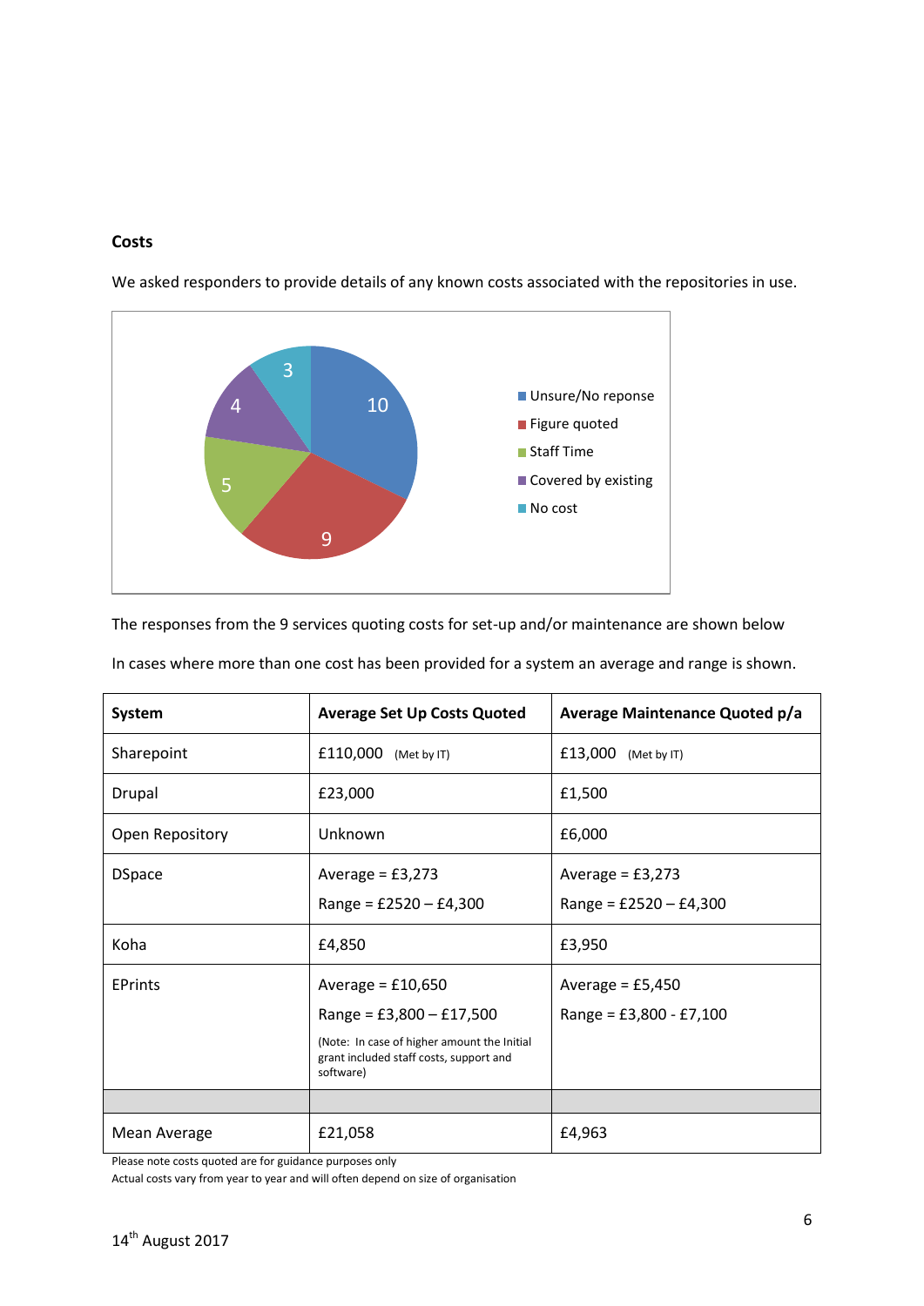**Costs**

We asked responders to provide details of any known costs associated with the repositories in use.

The responses from the 9 services quoting costs for set-up and/or maintenance are shown below

In cases where more than one cost has been provided for a system an average and range is shown.

| System | Average Set Up Costs Quoted | Average Maintenance Quoted p/a |
|---|---|---|
| Sharepoint | £110,000 (Met by IT) | £13,000 (Met by IT) |
| Drupal | £23,000 | £1,500 |
| Open Repository | Unknown | £6,000 |
| DSpace | Average = £3,273<br>Range = £2520 – £4,300 | Average = £3,273<br>Range = £2520 – £4,300 |
| Koha | £4,850 | £3,950 |
| EPrints | Average = £10,650<br>Range = £3,800 – £17,500<br>(Note: In case of higher amount the Initial grant included staff costs, support and software) | Average = £5,450<br>Range = £3,800 - £7,100 |
| | | |
| Mean Average | £21,058 | £4,963 |

Please note costs quoted are for guidance purposes only
Actual costs vary from year to year and will often depend on size of organisation

14th August 2017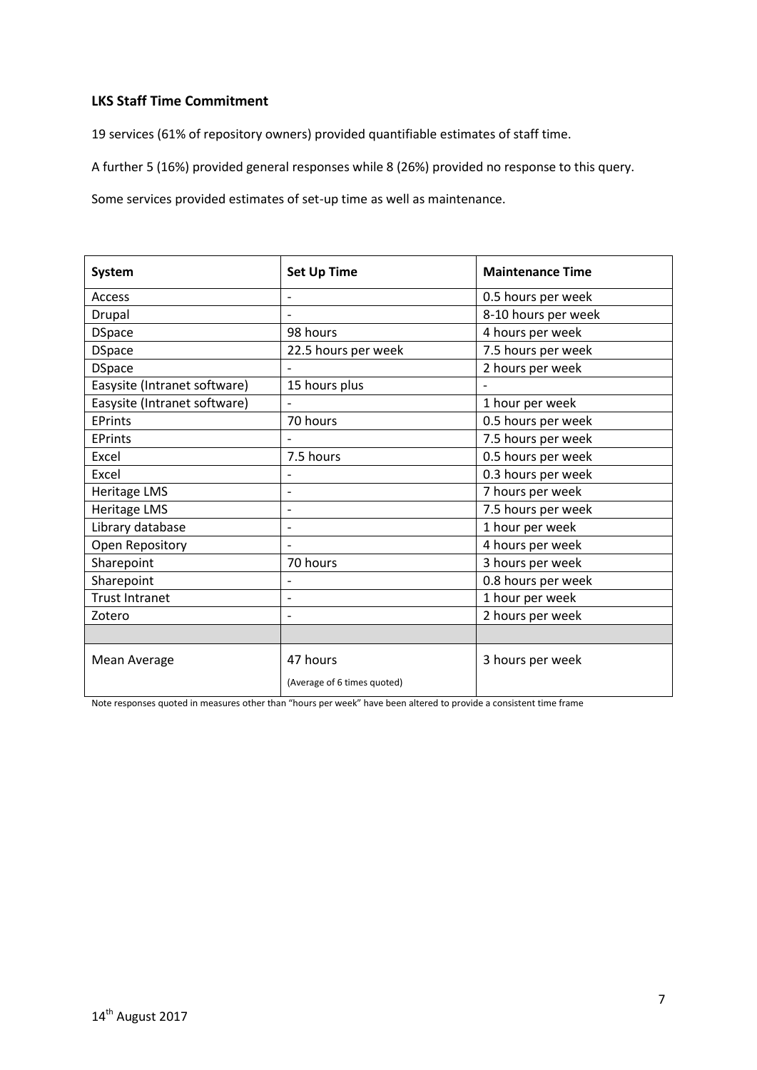**LKS Staff Time Commitment**

19 services (61% of repository owners) provided quantifiable estimates of staff time.

A further 5 (16%) provided general responses while 8 (26%) provided no response to this query.

Some services provided estimates of set-up time as well as maintenance.

| System | Set Up Time | Maintenance Time |
|---|---|---|
| Access | - | 0.5 hours per week |
| Drupal | - | 8-10 hours per week |
| DSpace | 98 hours | 4 hours per week |
| DSpace | 22.5 hours per week | 7.5 hours per week |
| DSpace | - | 2 hours per week |
| Easysite (Intranet software) | 15 hours plus | - |
| Easysite (Intranet software) | - | 1 hour per week |
| EPrints | 70 hours | 0.5 hours per week |
| EPrints | - | 7.5 hours per week |
| Excel | 7.5 hours | 0.5 hours per week |
| Excel | - | 0.3 hours per week |
| Heritage LMS | - | 7 hours per week |
| Heritage LMS | - | 7.5 hours per week |
| Library database | - | 1 hour per week |
| Open Repository | - | 4 hours per week |
| Sharepoint | 70 hours | 3 hours per week |
| Sharepoint | - | 0.8 hours per week |
| Trust Intranet | - | 1 hour per week |
| Zotero | - | 2 hours per week |
| | | |
| Mean Average | 47 hours (Average of 6 times quoted) | 3 hours per week |

Note responses quoted in measures other than "hours per week" have been altered to provide a consistent time frame

14th August 2017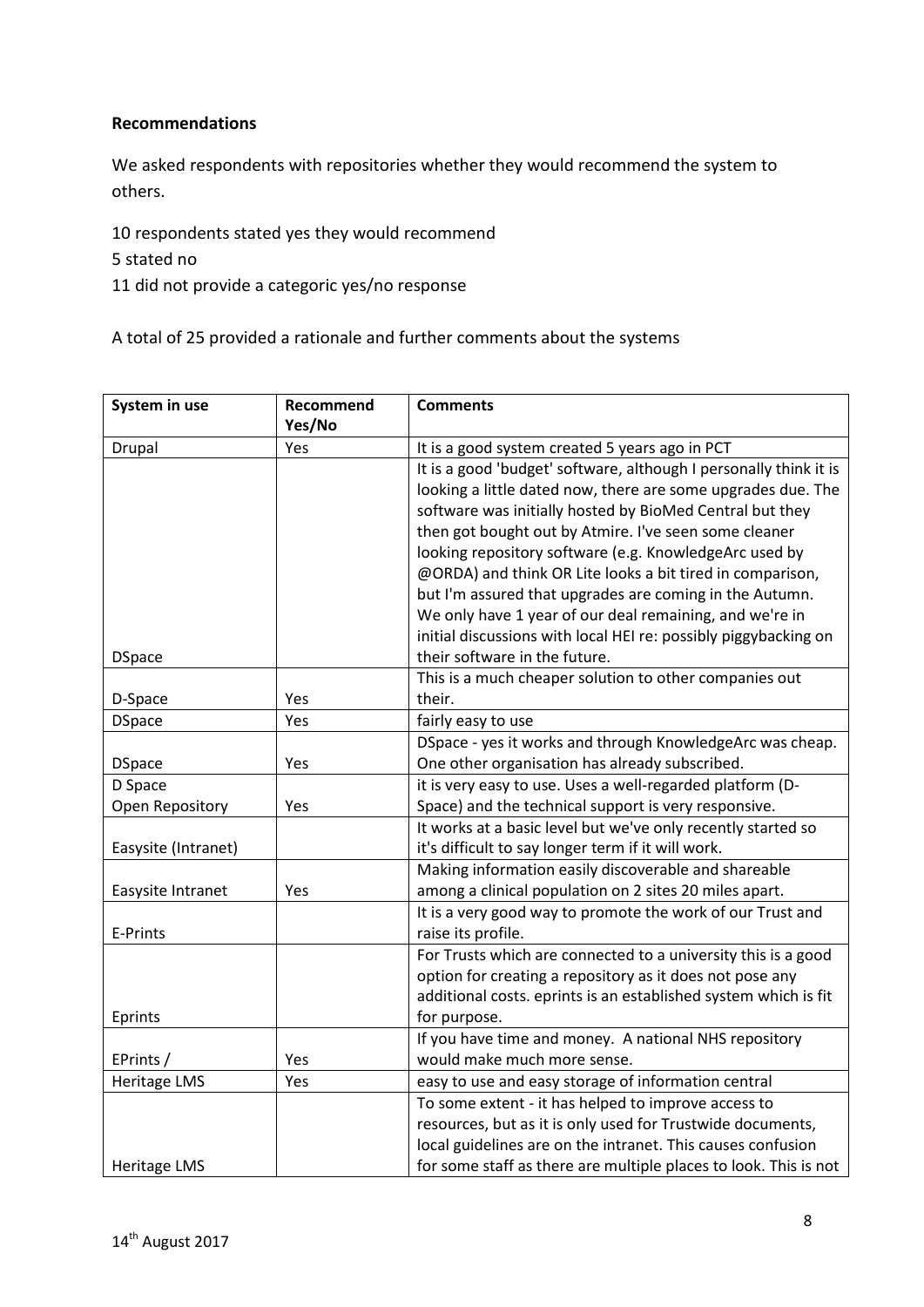**Recommendations**

We asked respondents with repositories whether they would recommend the system to others.

10 respondents stated yes they would recommend
5 stated no
11 did not provide a categoric yes/no response

A total of 25 provided a rationale and further comments about the systems

| System in use | Recommend Yes/No | Comments |
|---|---|---|
| Drupal | Yes | It is a good system created 5 years ago in PCT |
| DSpace | | It is a good 'budget' software, although I personally think it is looking a little dated now, there are some upgrades due. The software was initially hosted by BioMed Central but they then got bought out by Atmire. I've seen some cleaner looking repository software (e.g. KnowledgeArc used by @ORDA) and think OR Lite looks a bit tired in comparison, but I'm assured that upgrades are coming in the Autumn. We only have 1 year of our deal remaining, and we're in initial discussions with local HEI re: possibly piggybacking on their software in the future. |
| D-Space | Yes | This is a much cheaper solution to other companies out their. |
| DSpace | Yes | fairly easy to use |
| DSpace | Yes | DSpace - yes it works and through KnowledgeArc was cheap. One other organisation has already subscribed. |
| D Space Open Repository | Yes | it is very easy to use. Uses a well-regarded platform (D-Space) and the technical support is very responsive. |
| Easysite (Intranet) | | It works at a basic level but we've only recently started so it's difficult to say longer term if it will work. |
| Easysite Intranet | Yes | Making information easily discoverable and shareable among a clinical population on 2 sites 20 miles apart. |
| E-Prints | | It is a very good way to promote the work of our Trust and raise its profile. |
| Eprints | | For Trusts which are connected to a university this is a good option for creating a repository as it does not pose any additional costs. eprints is an established system which is fit for purpose. |
| EPrints / | Yes | If you have time and money. A national NHS repository would make much more sense. |
| Heritage LMS | Yes | easy to use and easy storage of information central |
| Heritage LMS | | To some extent - it has helped to improve access to resources, but as it is only used for Trustwide documents, local guidelines are on the intranet. This causes confusion for some staff as there are multiple places to look. This is not |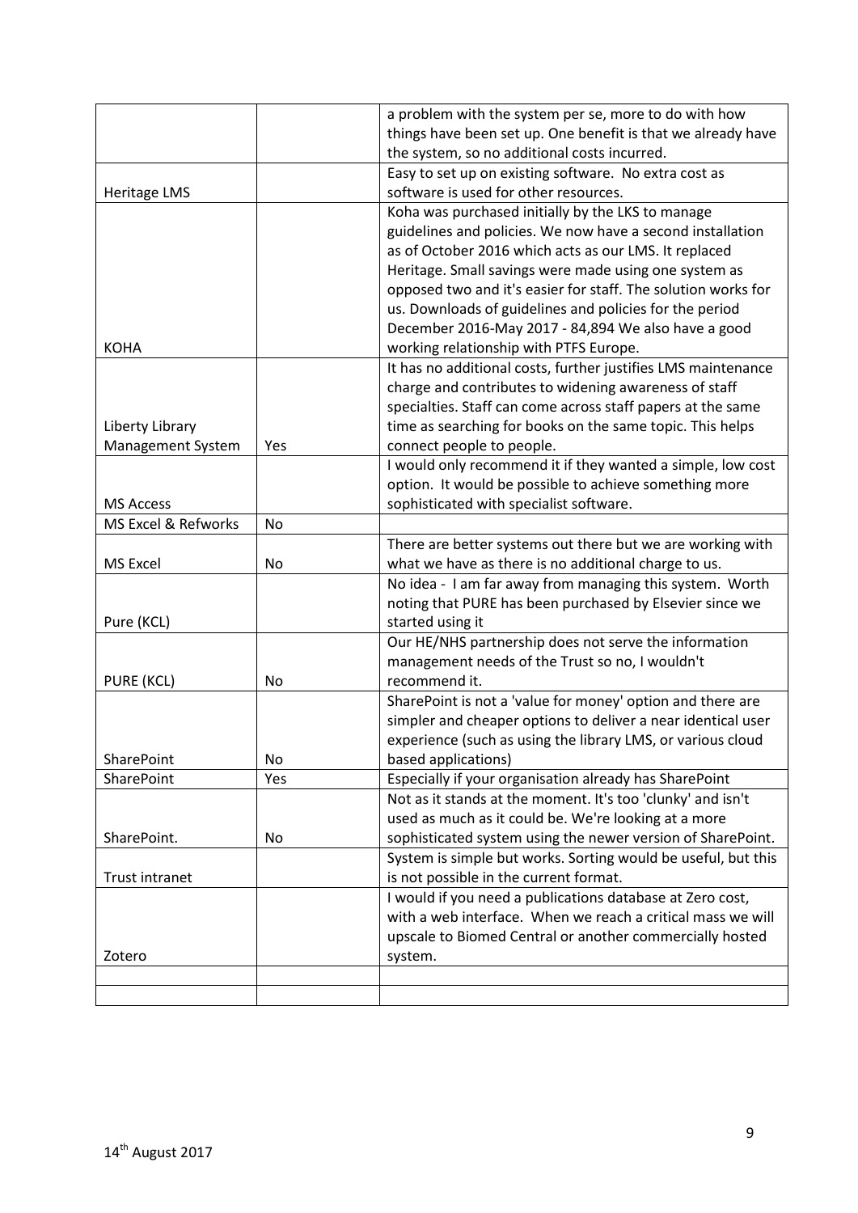| | | |
|---|---|---|
| | | a problem with the system per se, more to do with how things have been set up. One benefit is that we already have the system, so no additional costs incurred. |
| Heritage LMS | | Easy to set up on existing software. No extra cost as software is used for other resources. |
| KOHA | | Koha was purchased initially by the LKS to manage guidelines and policies. We now have a second installation as of October 2016 which acts as our LMS. It replaced Heritage. Small savings were made using one system as opposed two and it's easier for staff. The solution works for us. Downloads of guidelines and policies for the period December 2016-May 2017 - 84,894 We also have a good working relationship with PTFS Europe. |
| Liberty Library Management System | Yes | It has no additional costs, further justifies LMS maintenance charge and contributes to widening awareness of staff specialties. Staff can come across staff papers at the same time as searching for books on the same topic. This helps connect people to people. |
| MS Access | | I would only recommend it if they wanted a simple, low cost option. It would be possible to achieve something more sophisticated with specialist software. |
| MS Excel & Refworks | No | |
| MS Excel | No | There are better systems out there but we are working with what we have as there is no additional charge to us. |
| Pure (KCL) | | No idea - I am far away from managing this system. Worth noting that PURE has been purchased by Elsevier since we started using it |
| PURE (KCL) | No | Our HE/NHS partnership does not serve the information management needs of the Trust so no, I wouldn't recommend it. |
| SharePoint | No | SharePoint is not a 'value for money' option and there are simpler and cheaper options to deliver a near identical user experience (such as using the library LMS, or various cloud based applications) |
| SharePoint | Yes | Especially if your organisation already has SharePoint |
| SharePoint. | No | Not as it stands at the moment. It's too 'clunky' and isn't used as much as it could be. We're looking at a more sophisticated system using the newer version of SharePoint. |
| Trust intranet | | System is simple but works. Sorting would be useful, but this is not possible in the current format. |
| Zotero | | I would if you need a publications database at Zero cost, with a web interface. When we reach a critical mass we will upscale to Biomed Central or another commercially hosted system. |
| | | |
| | | |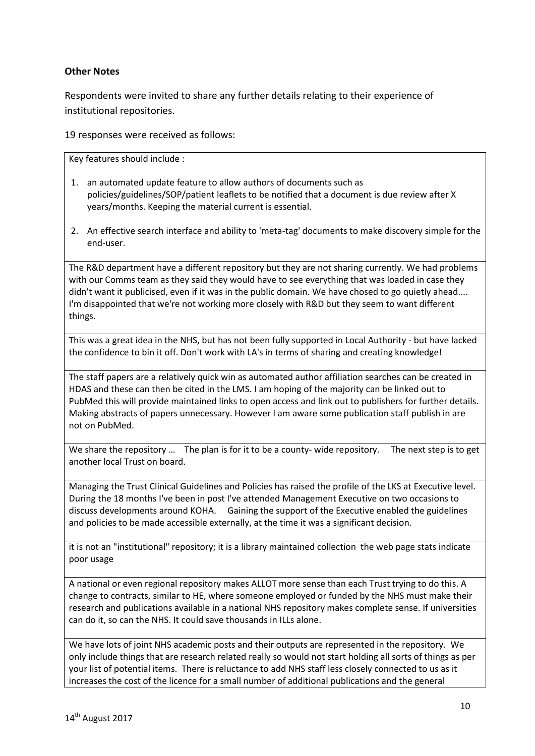**Other Notes**

Respondents were invited to share any further details relating to their experience of institutional repositories.

19 responses were received as follows:

| |
|---|
| Key features should include :<br><br>1. an automated update feature to allow authors of documents such as policies/guidelines/SOP/patient leaflets to be notified that a document is due review after X years/months. Keeping the material current is essential.<br><br>2. An effective search interface and ability to 'meta-tag' documents to make discovery simple for the end-user. |
| The R&D department have a different repository but they are not sharing currently. We had problems with our Comms team as they said they would have to see everything that was loaded in case they didn't want it publicised, even if it was in the public domain. We have chosed to go quietly ahead.... I'm disappointed that we're not working more closely with R&D but they seem to want different things. |
| This was a great idea in the NHS, but has not been fully supported in Local Authority - but have lacked the confidence to bin it off. Don't work with LA's in terms of sharing and creating knowledge! |
| The staff papers are a relatively quick win as automated author affiliation searches can be created in HDAS and these can then be cited in the LMS. I am hoping of the majority can be linked out to PubMed this will provide maintained links to open access and link out to publishers for further details. Making abstracts of papers unnecessary. However I am aware some publication staff publish in are not on PubMed. |
| We share the repository … The plan is for it to be a county- wide repository. The next step is to get another local Trust on board. |
| Managing the Trust Clinical Guidelines and Policies has raised the profile of the LKS at Executive level. During the 18 months I've been in post I've attended Management Executive on two occasions to discuss developments around KOHA. Gaining the support of the Executive enabled the guidelines and policies to be made accessible externally, at the time it was a significant decision. |
| it is not an "institutional" repository; it is a library maintained collection the web page stats indicate poor usage |
| A national or even regional repository makes ALLOT more sense than each Trust trying to do this. A change to contracts, similar to HE, where someone employed or funded by the NHS must make their research and publications available in a national NHS repository makes complete sense. If universities can do it, so can the NHS. It could save thousands in ILLs alone. |
| We have lots of joint NHS academic posts and their outputs are represented in the repository. We only include things that are research related really so would not start holding all sorts of things as per your list of potential items. There is reluctance to add NHS staff less closely connected to us as it increases the cost of the licence for a small number of additional publications and the general |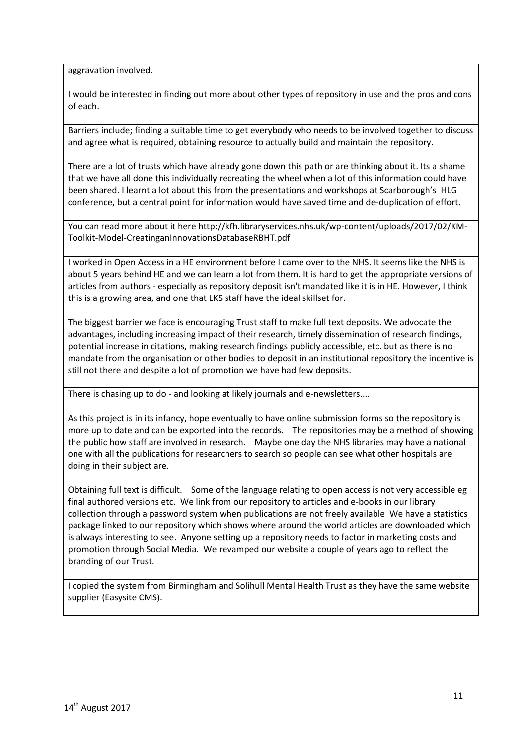| |
|---|
| aggravation involved. |
| I would be interested in finding out more about other types of repository in use and the pros and cons of each. |
| Barriers include; finding a suitable time to get everybody who needs to be involved together to discuss and agree what is required, obtaining resource to actually build and maintain the repository. |
| There are a lot of trusts which have already gone down this path or are thinking about it. Its a shame that we have all done this individually recreating the wheel when a lot of this information could have been shared. I learnt a lot about this from the presentations and workshops at Scarborough's HLG conference, but a central point for information would have saved time and de-duplication of effort. |
| You can read more about it here http://kfh.libraryservices.nhs.uk/wp-content/uploads/2017/02/KM-Toolkit-Model-CreatinganInnovationsDatabaseRBHT.pdf |
| I worked in Open Access in a HE environment before I came over to the NHS. It seems like the NHS is about 5 years behind HE and we can learn a lot from them. It is hard to get the appropriate versions of articles from authors - especially as repository deposit isn't mandated like it is in HE. However, I think this is a growing area, and one that LKS staff have the ideal skillset for. |
| The biggest barrier we face is encouraging Trust staff to make full text deposits. We advocate the advantages, including increasing impact of their research, timely dissemination of research findings, potential increase in citations, making research findings publicly accessible, etc. but as there is no mandate from the organisation or other bodies to deposit in an institutional repository the incentive is still not there and despite a lot of promotion we have had few deposits. |
| There is chasing up to do - and looking at likely journals and e-newsletters.... |
| As this project is in its infancy, hope eventually to have online submission forms so the repository is more up to date and can be exported into the records. The repositories may be a method of showing the public how staff are involved in research. Maybe one day the NHS libraries may have a national one with all the publications for researchers to search so people can see what other hospitals are doing in their subject are. |
| Obtaining full text is difficult. Some of the language relating to open access is not very accessible eg final authored versions etc. We link from our repository to articles and e-books in our library collection through a password system when publications are not freely available We have a statistics package linked to our repository which shows where around the world articles are downloaded which is always interesting to see. Anyone setting up a repository needs to factor in marketing costs and promotion through Social Media. We revamped our website a couple of years ago to reflect the branding of our Trust. |
| I copied the system from Birmingham and Solihull Mental Health Trust as they have the same website supplier (Easysite CMS). |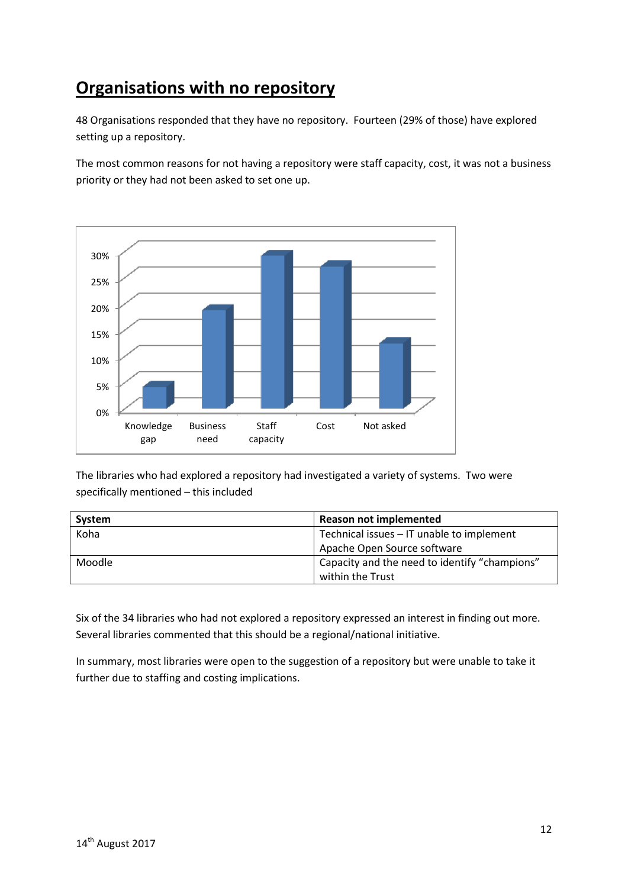## Organisations with no repository

48 Organisations responded that they have no repository. Fourteen (29% of those) have explored setting up a repository.

The most common reasons for not having a repository were staff capacity, cost, it was not a business priority or they had not been asked to set one up.

The libraries who had explored a repository had investigated a variety of systems. Two were specifically mentioned – this included

| System | Reason not implemented |
| --- | --- |
| Koha | Technical issues – IT unable to implement Apache Open Source software |
| Moodle | Capacity and the need to identify "champions" within the Trust |

Six of the 34 libraries who had not explored a repository expressed an interest in finding out more. Several libraries commented that this should be a regional/national initiative.

In summary, most libraries were open to the suggestion of a repository but were unable to take it further due to staffing and costing implications.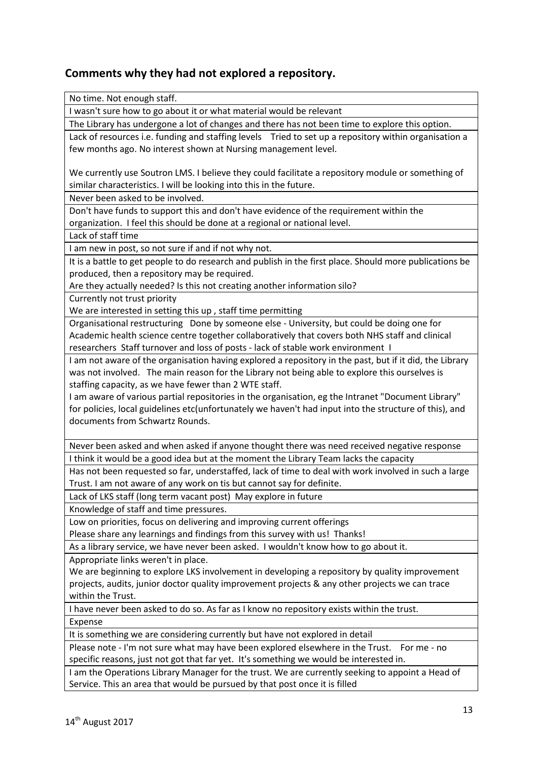## Comments why they had not explored a repository.

| No time. Not enough staff. |
|---|
| I wasn't sure how to go about it or what material would be relevant |
| The Library has undergone a lot of changes and there has not been time to explore this option. |
| Lack of resources i.e. funding and staffing levels  Tried to set up a repository within organisation a few months ago. No interest shown at Nursing management level.<br><br>We currently use Soutron LMS. I believe they could facilitate a repository module or something of similar characteristics. I will be looking into this in the future. |
| Never been asked to be involved. |
| Don't have funds to support this and don't have evidence of the requirement within the organization. I feel this should be done at a regional or national level. |
| Lack of staff time |
| I am new in post, so not sure if and if not why not. |
| It is a battle to get people to do research and publish in the first place. Should more publications be produced, then a repository may be required.<br>Are they actually needed? Is this not creating another information silo? |
| Currently not trust priority<br>We are interested in setting this up , staff time permitting |
| Organisational restructuring  Done by someone else - University, but could be doing one for Academic health science centre together collaboratively that covers both NHS staff and clinical researchers  Staff turnover and loss of posts - lack of stable work environment  I |
| I am not aware of the organisation having explored a repository in the past, but if it did, the Library was not involved.  The main reason for the Library not being able to explore this ourselves is staffing capacity, as we have fewer than 2 WTE staff.<br>I am aware of various partial repositories in the organisation, eg the Intranet "Document Library" for policies, local guidelines etc(unfortunately we haven't had input into the structure of this), and documents from Schwartz Rounds. |
| Never been asked and when asked if anyone thought there was need received negative response |
| I think it would be a good idea but at the moment the Library Team lacks the capacity |
| Has not been requested so far, understaffed, lack of time to deal with work involved in such a large Trust. I am not aware of any work on tis but cannot say for definite. |
| Lack of LKS staff (long term vacant post)  May explore in future |
| Knowledge of staff and time pressures. |
| Low on priorities, focus on delivering and improving current offerings<br>Please share any learnings and findings from this survey with us!  Thanks! |
| As a library service, we have never been asked.  I wouldn't know how to go about it. |
| Appropriate links weren't in place.<br>We are beginning to explore LKS involvement in developing a repository by quality improvement projects, audits, junior doctor quality improvement projects & any other projects we can trace within the Trust. |
| I have never been asked to do so. As far as I know no repository exists within the trust. |
| Expense |
| It is something we are considering currently but have not explored in detail |
| Please note - I'm not sure what may have been explored elsewhere in the Trust.  For me - no specific reasons, just not got that far yet.  It's something we would be interested in. |
| I am the Operations Library Manager for the trust. We are currently seeking to appoint a Head of Service. This an area that would be pursued by that post once it is filled |

14th August 2017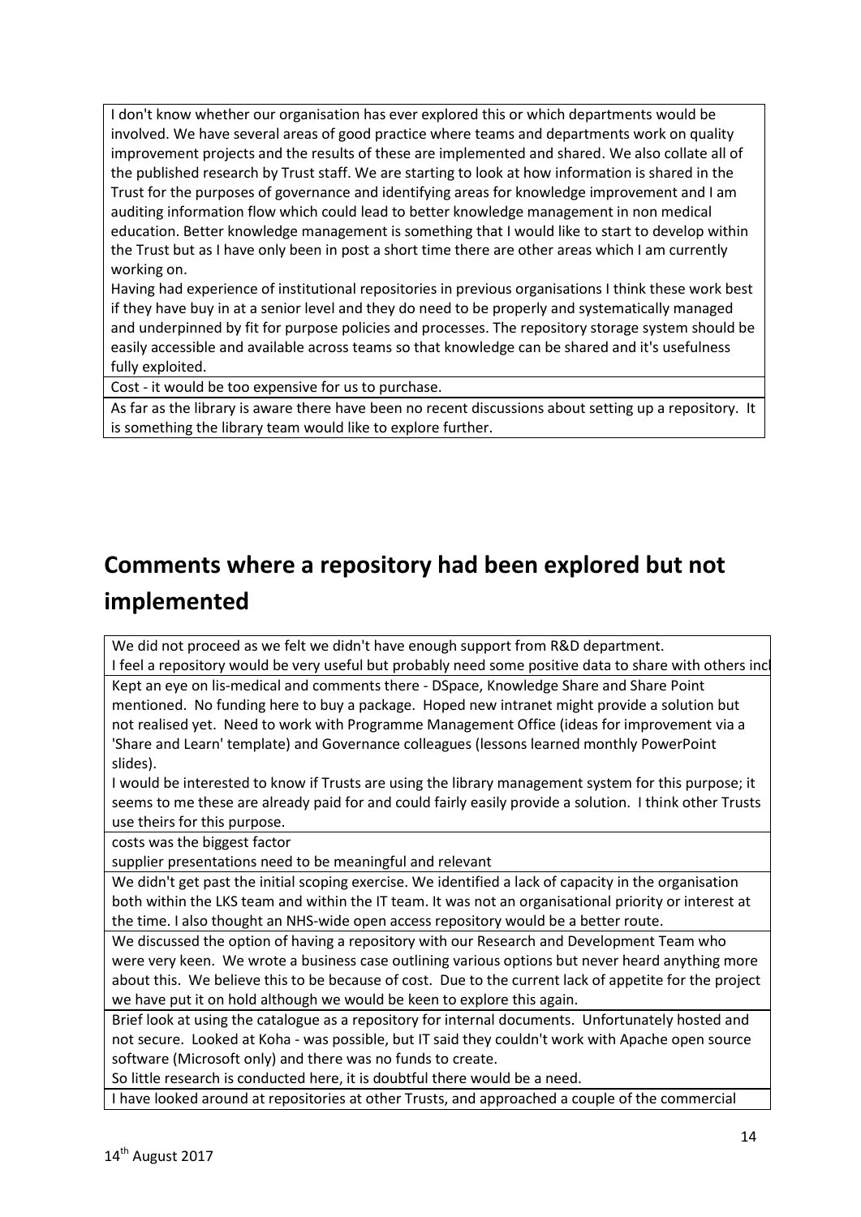| |
|---|
| I don't know whether our organisation has ever explored this or which departments would be involved. We have several areas of good practice where teams and departments work on quality improvement projects and the results of these are implemented and shared. We also collate all of the published research by Trust staff. We are starting to look at how information is shared in the Trust for the purposes of governance and identifying areas for knowledge improvement and I am auditing information flow which could lead to better knowledge management in non medical education. Better knowledge management is something that I would like to start to develop within the Trust but as I have only been in post a short time there are other areas which I am currently working on.<br>Having had experience of institutional repositories in previous organisations I think these work best if they have buy in at a senior level and they do need to be properly and systematically managed and underpinned by fit for purpose policies and processes. The repository storage system should be easily accessible and available across teams so that knowledge can be shared and it's usefulness fully exploited. |
| Cost - it would be too expensive for us to purchase. |
| As far as the library is aware there have been no recent discussions about setting up a repository. It is something the library team would like to explore further. |

## Comments where a repository had been explored but not implemented

| |
|---|
| We did not proceed as we felt we didn't have enough support from R&D department.<br>I feel a repository would be very useful but probably need some positive data to share with others incl |
| Kept an eye on lis-medical and comments there - DSpace, Knowledge Share and Share Point mentioned. No funding here to buy a package. Hoped new intranet might provide a solution but not realised yet. Need to work with Programme Management Office (ideas for improvement via a 'Share and Learn' template) and Governance colleagues (lessons learned monthly PowerPoint slides).<br>I would be interested to know if Trusts are using the library management system for this purpose; it seems to me these are already paid for and could fairly easily provide a solution. I think other Trusts use theirs for this purpose. |
| costs was the biggest factor<br>supplier presentations need to be meaningful and relevant |
| We didn't get past the initial scoping exercise. We identified a lack of capacity in the organisation both within the LKS team and within the IT team. It was not an organisational priority or interest at the time. I also thought an NHS-wide open access repository would be a better route. |
| We discussed the option of having a repository with our Research and Development Team who were very keen. We wrote a business case outlining various options but never heard anything more about this. We believe this to be because of cost. Due to the current lack of appetite for the project we have put it on hold although we would be keen to explore this again. |
| Brief look at using the catalogue as a repository for internal documents. Unfortunately hosted and not secure. Looked at Koha - was possible, but IT said they couldn't work with Apache open source software (Microsoft only) and there was no funds to create.<br>So little research is conducted here, it is doubtful there would be a need. |
| I have looked around at repositories at other Trusts, and approached a couple of the commercial |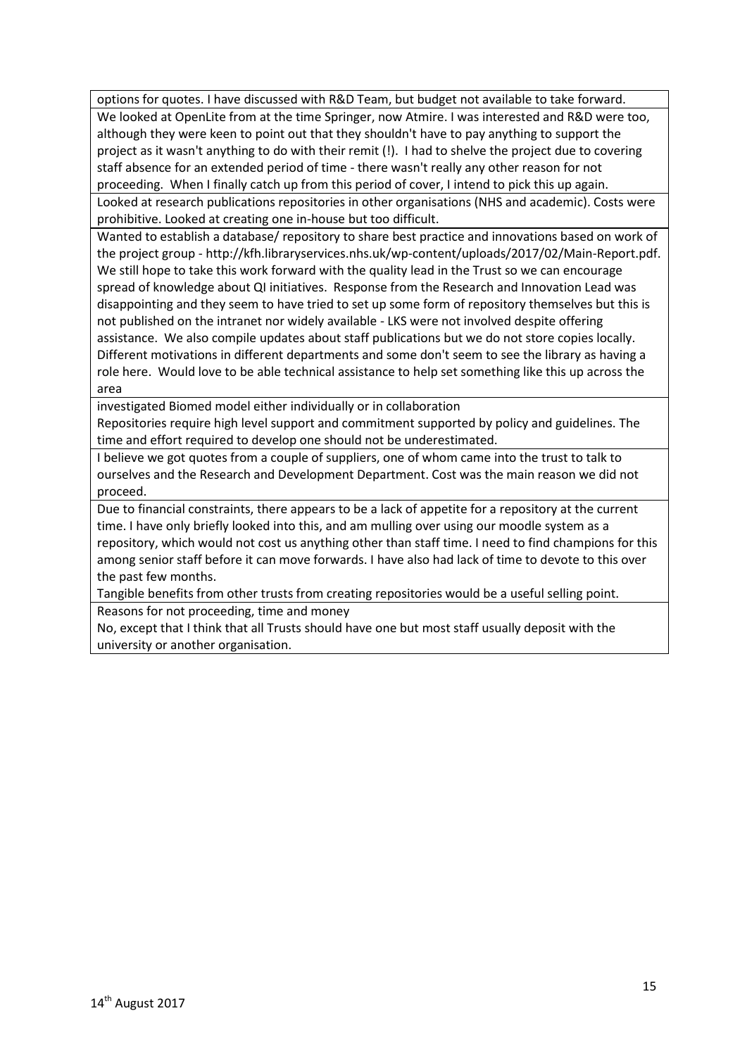| |
|---|
| options for quotes. I have discussed with R&D Team, but budget not available to take forward. |
| We looked at OpenLite from at the time Springer, now Atmire. I was interested and R&D were too, although they were keen to point out that they shouldn't have to pay anything to support the project as it wasn't anything to do with their remit (!). I had to shelve the project due to covering staff absence for an extended period of time - there wasn't really any other reason for not proceeding. When I finally catch up from this period of cover, I intend to pick this up again. |
| Looked at research publications repositories in other organisations (NHS and academic). Costs were prohibitive. Looked at creating one in-house but too difficult. |
| Wanted to establish a database/ repository to share best practice and innovations based on work of the project group - http://kfh.libraryservices.nhs.uk/wp-content/uploads/2017/02/Main-Report.pdf. We still hope to take this work forward with the quality lead in the Trust so we can encourage spread of knowledge about QI initiatives. Response from the Research and Innovation Lead was disappointing and they seem to have tried to set up some form of repository themselves but this is not published on the intranet nor widely available - LKS were not involved despite offering assistance. We also compile updates about staff publications but we do not store copies locally. Different motivations in different departments and some don't seem to see the library as having a role here. Would love to be able technical assistance to help set something like this up across the area |
| investigated Biomed model either individually or in collaboration<br>Repositories require high level support and commitment supported by policy and guidelines. The time and effort required to develop one should not be underestimated. |
| I believe we got quotes from a couple of suppliers, one of whom came into the trust to talk to ourselves and the Research and Development Department. Cost was the main reason we did not proceed. |
| Due to financial constraints, there appears to be a lack of appetite for a repository at the current time. I have only briefly looked into this, and am mulling over using our moodle system as a repository, which would not cost us anything other than staff time. I need to find champions for this among senior staff before it can move forwards. I have also had lack of time to devote to this over the past few months.<br>Tangible benefits from other trusts from creating repositories would be a useful selling point. |
| Reasons for not proceeding, time and money<br>No, except that I think that all Trusts should have one but most staff usually deposit with the university or another organisation. |

14th August 2017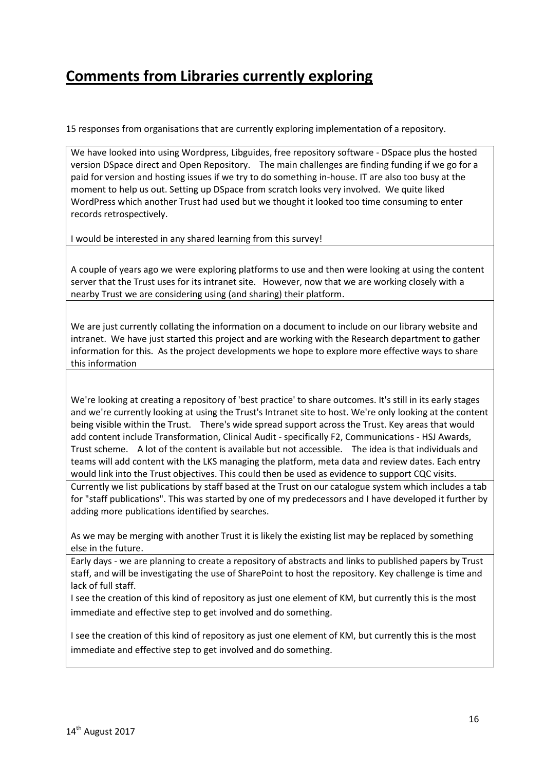## Comments from Libraries currently exploring

15 responses from organisations that are currently exploring implementation of a repository.

| |
|---|
| We have looked into using Wordpress, Libguides, free repository software - DSpace plus the hosted version DSpace direct and Open Repository. The main challenges are finding funding if we go for a paid for version and hosting issues if we try to do something in-house. IT are also too busy at the moment to help us out. Setting up DSpace from scratch looks very involved. We quite liked WordPress which another Trust had used but we thought it looked too time consuming to enter records retrospectively.<br><br>I would be interested in any shared learning from this survey! |
| A couple of years ago we were exploring platforms to use and then were looking at using the content server that the Trust uses for its intranet site. However, now that we are working closely with a nearby Trust we are considering using (and sharing) their platform. |
| We are just currently collating the information on a document to include on our library website and intranet. We have just started this project and are working with the Research department to gather information for this. As the project developments we hope to explore more effective ways to share this information |
| We're looking at creating a repository of 'best practice' to share outcomes. It's still in its early stages and we're currently looking at using the Trust's Intranet site to host. We're only looking at the content being visible within the Trust. There's wide spread support across the Trust. Key areas that would add content include Transformation, Clinical Audit - specifically F2, Communications - HSJ Awards, Trust scheme. A lot of the content is available but not accessible. The idea is that individuals and teams will add content with the LKS managing the platform, meta data and review dates. Each entry would link into the Trust objectives. This could then be used as evidence to support CQC visits. |
| Currently we list publications by staff based at the Trust on our catalogue system which includes a tab for "staff publications". This was started by one of my predecessors and I have developed it further by adding more publications identified by searches.<br><br>As we may be merging with another Trust it is likely the existing list may be replaced by something else in the future. |
| Early days - we are planning to create a repository of abstracts and links to published papers by Trust staff, and will be investigating the use of SharePoint to host the repository. Key challenge is time and lack of full staff.<br>I see the creation of this kind of repository as just one element of KM, but currently this is the most immediate and effective step to get involved and do something.<br><br>I see the creation of this kind of repository as just one element of KM, but currently this is the most immediate and effective step to get involved and do something. |

14th August 2017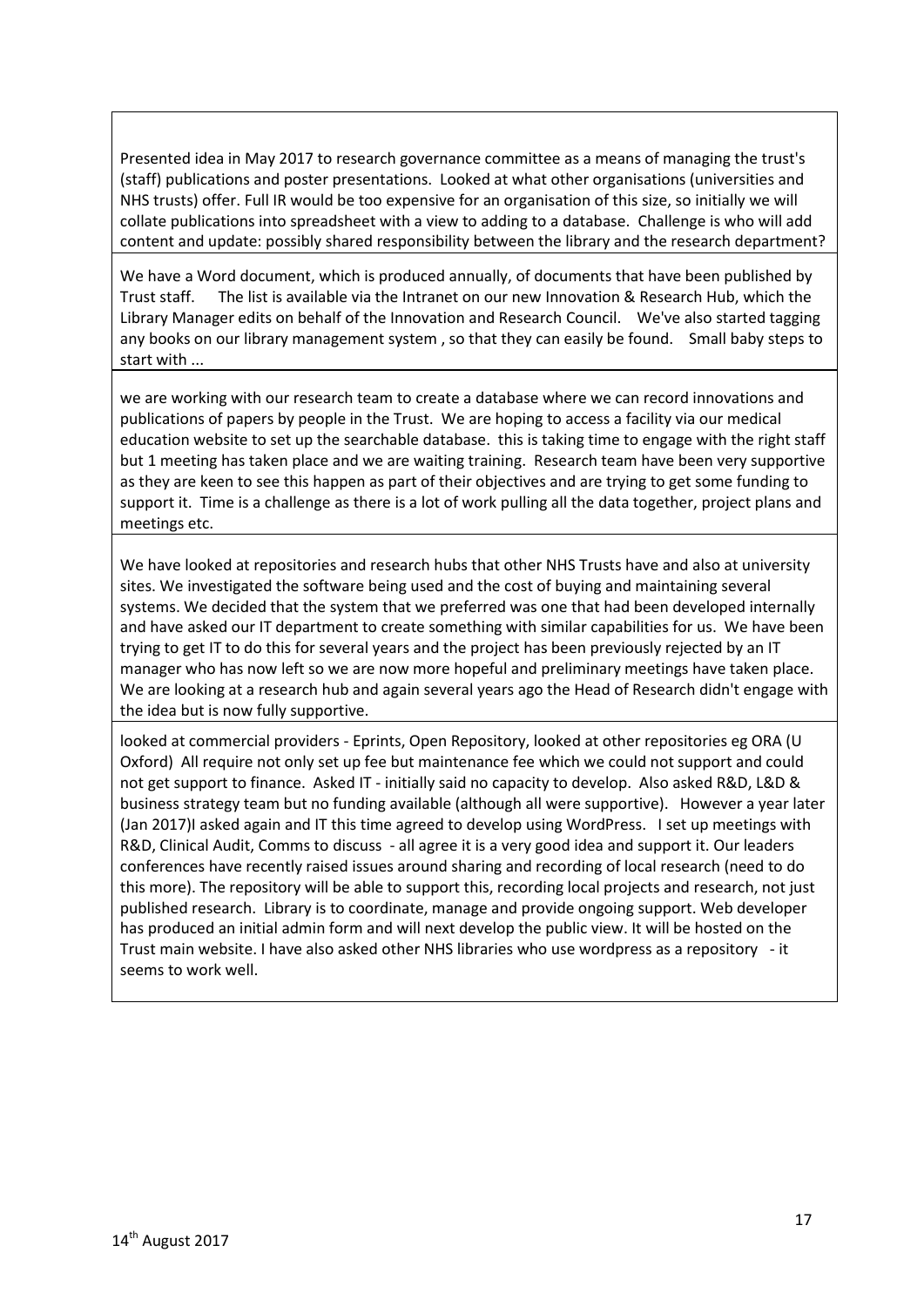| |
|---|
| Presented idea in May 2017 to research governance committee as a means of managing the trust's (staff) publications and poster presentations. Looked at what other organisations (universities and NHS trusts) offer. Full IR would be too expensive for an organisation of this size, so initially we will collate publications into spreadsheet with a view to adding to a database. Challenge is who will add content and update: possibly shared responsibility between the library and the research department? |
| We have a Word document, which is produced annually, of documents that have been published by Trust staff. The list is available via the Intranet on our new Innovation & Research Hub, which the Library Manager edits on behalf of the Innovation and Research Council. We've also started tagging any books on our library management system , so that they can easily be found. Small baby steps to start with ... |
| we are working with our research team to create a database where we can record innovations and publications of papers by people in the Trust. We are hoping to access a facility via our medical education website to set up the searchable database. this is taking time to engage with the right staff but 1 meeting has taken place and we are waiting training. Research team have been very supportive as they are keen to see this happen as part of their objectives and are trying to get some funding to support it. Time is a challenge as there is a lot of work pulling all the data together, project plans and meetings etc. |
| We have looked at repositories and research hubs that other NHS Trusts have and also at university sites. We investigated the software being used and the cost of buying and maintaining several systems. We decided that the system that we preferred was one that had been developed internally and have asked our IT department to create something with similar capabilities for us. We have been trying to get IT to do this for several years and the project has been previously rejected by an IT manager who has now left so we are now more hopeful and preliminary meetings have taken place. We are looking at a research hub and again several years ago the Head of Research didn't engage with the idea but is now fully supportive. |
| looked at commercial providers - Eprints, Open Repository, looked at other repositories eg ORA (U Oxford) All require not only set up fee but maintenance fee which we could not support and could not get support to finance. Asked IT - initially said no capacity to develop. Also asked R&D, L&D & business strategy team but no funding available (although all were supportive). However a year later (Jan 2017)I asked again and IT this time agreed to develop using WordPress. I set up meetings with R&D, Clinical Audit, Comms to discuss - all agree it is a very good idea and support it. Our leaders conferences have recently raised issues around sharing and recording of local research (need to do this more). The repository will be able to support this, recording local projects and research, not just published research. Library is to coordinate, manage and provide ongoing support. Web developer has produced an initial admin form and will next develop the public view. It will be hosted on the Trust main website. I have also asked other NHS libraries who use wordpress as a repository - it seems to work well. |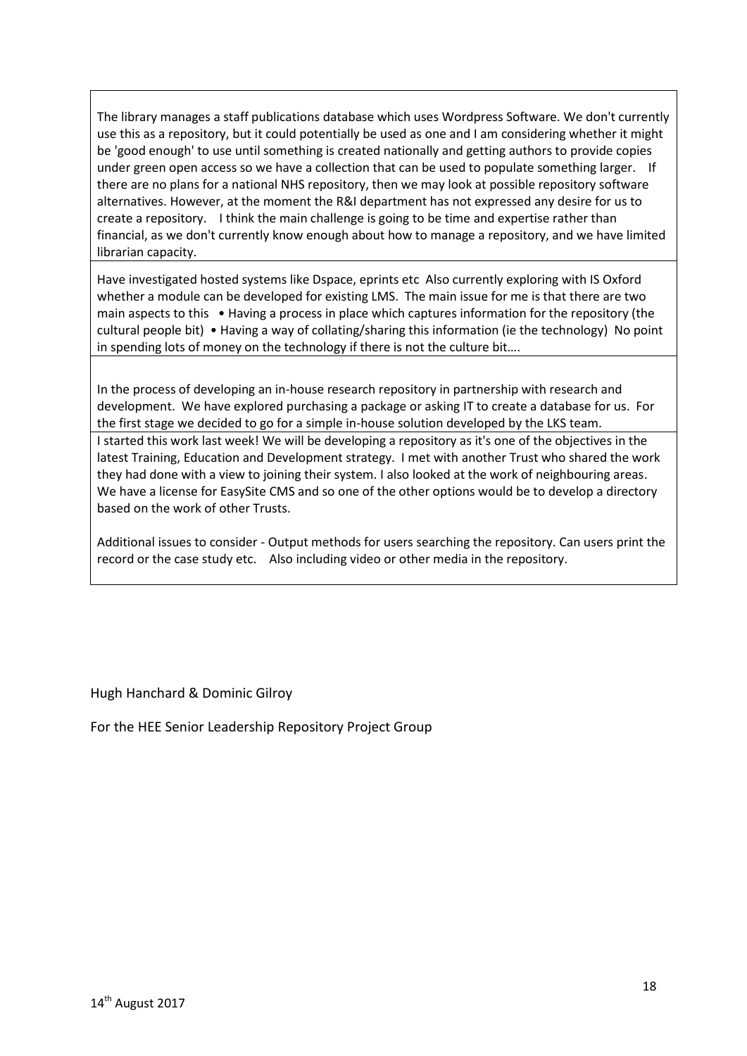| |
|---|
| The library manages a staff publications database which uses Wordpress Software. We don't currently use this as a repository, but it could potentially be used as one and I am considering whether it might be 'good enough' to use until something is created nationally and getting authors to provide copies under green open access so we have a collection that can be used to populate something larger. If there are no plans for a national NHS repository, then we may look at possible repository software alternatives. However, at the moment the R&I department has not expressed any desire for us to create a repository. I think the main challenge is going to be time and expertise rather than financial, as we don't currently know enough about how to manage a repository, and we have limited librarian capacity. |
| Have investigated hosted systems like Dspace, eprints etc Also currently exploring with IS Oxford whether a module can be developed for existing LMS. The main issue for me is that there are two main aspects to this • Having a process in place which captures information for the repository (the cultural people bit) • Having a way of collating/sharing this information (ie the technology) No point in spending lots of money on the technology if there is not the culture bit…. |
| In the process of developing an in-house research repository in partnership with research and development. We have explored purchasing a package or asking IT to create a database for us. For the first stage we decided to go for a simple in-house solution developed by the LKS team. |
| I started this work last week! We will be developing a repository as it's one of the objectives in the latest Training, Education and Development strategy. I met with another Trust who shared the work they had done with a view to joining their system. I also looked at the work of neighbouring areas. We have a license for EasySite CMS and so one of the other options would be to develop a directory based on the work of other Trusts.<br><br>Additional issues to consider - Output methods for users searching the repository. Can users print the record or the case study etc. Also including video or other media in the repository. |

Hugh Hanchard & Dominic Gilroy

For the HEE Senior Leadership Repository Project Group

14th August 2017